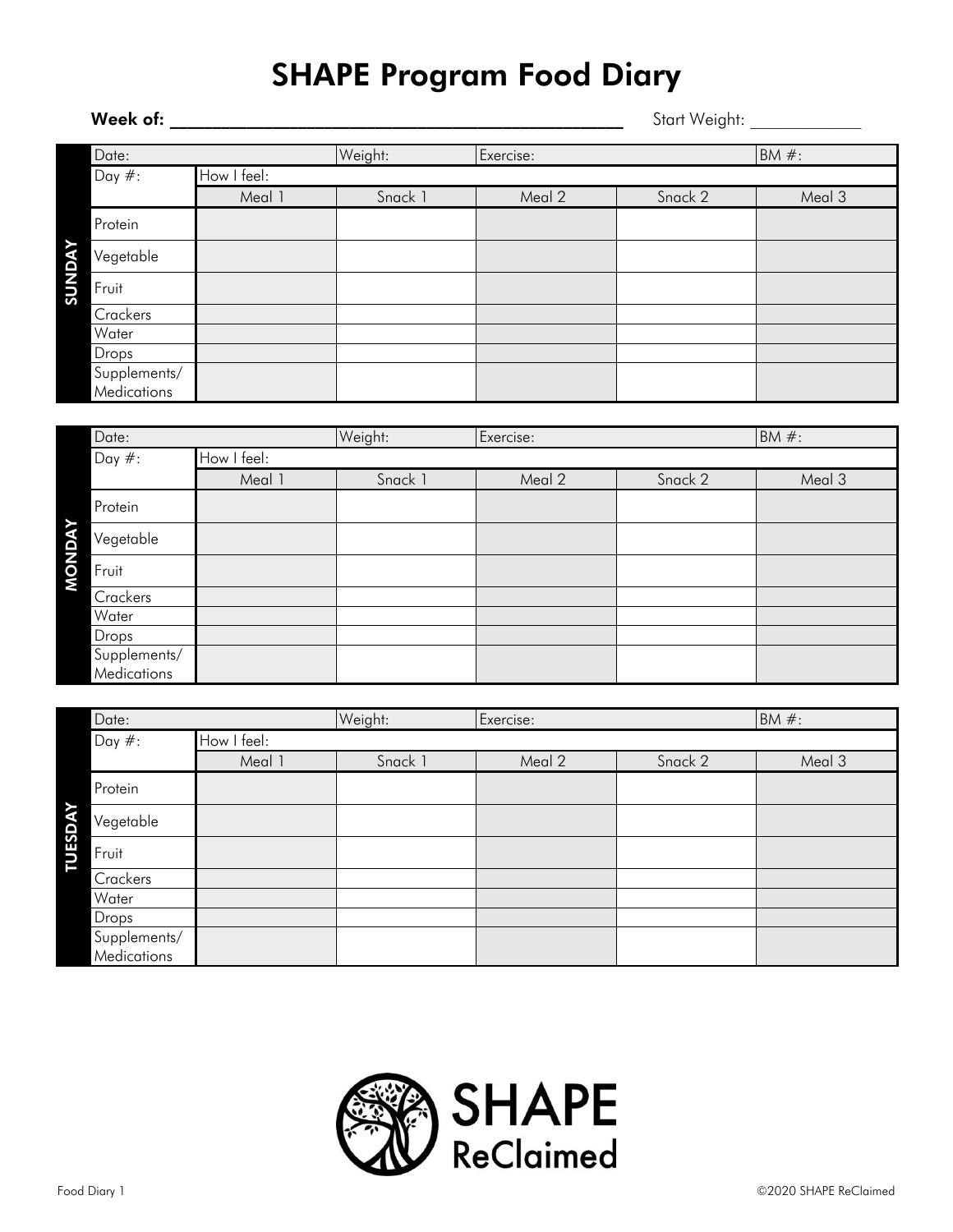# SHAPE Program Food Diary

**Week of:** ______________________________________________ Start Weight: ____________

## SUNDAY

| Date: | | Weight: | Exercise: | | BM #: |
|---|---|---|---|---|---|
| Day #: | How I feel: | | | | |
| | Meal 1 | Snack 1 | Meal 2 | Snack 2 | Meal 3 |
| Protein | | | | | |
| Vegetable | | | | | |
| Fruit | | | | | |
| Crackers | | | | | |
| Water | | | | | |
| Drops | | | | | |
| Supplements/ Medications | | | | | |

## MONDAY

| Date: | | Weight: | Exercise: | | BM #: |
|---|---|---|---|---|---|
| Day #: | How I feel: | | | | |
| | Meal 1 | Snack 1 | Meal 2 | Snack 2 | Meal 3 |
| Protein | | | | | |
| Vegetable | | | | | |
| Fruit | | | | | |
| Crackers | | | | | |
| Water | | | | | |
| Drops | | | | | |
| Supplements/ Medications | | | | | |

## TUESDAY

| Date: | | Weight: | Exercise: | | BM #: |
|---|---|---|---|---|---|
| Day #: | How I feel: | | | | |
| | Meal 1 | Snack 1 | Meal 2 | Snack 2 | Meal 3 |
| Protein | | | | | |
| Vegetable | | | | | |
| Fruit | | | | | |
| Crackers | | | | | |
| Water | | | | | |
| Drops | | | | | |
| Supplements/ Medications | | | | | |

SHAPE ReClaimed

Food Diary 1

©2020 SHAPE ReClaimed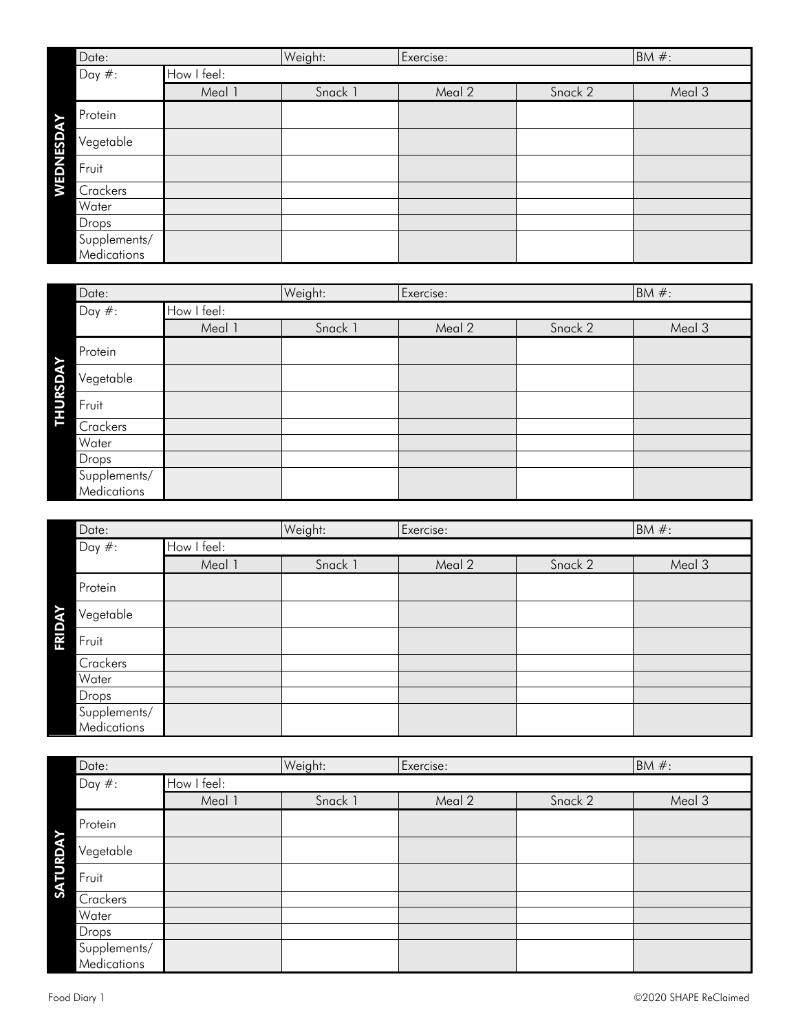## WEDNESDAY

| Date: | | Weight: | Exercise: | | BM #: |
|---|---|---|---|---|---|
| Day #: | How I feel: | | | | |
| | Meal 1 | Snack 1 | Meal 2 | Snack 2 | Meal 3 |
| Protein | | | | | |
| Vegetable | | | | | |
| Fruit | | | | | |
| Crackers | | | | | |
| Water | | | | | |
| Drops | | | | | |
| Supplements/ Medications | | | | | |

## THURSDAY

| Date: | | Weight: | Exercise: | | BM #: |
|---|---|---|---|---|---|
| Day #: | How I feel: | | | | |
| | Meal 1 | Snack 1 | Meal 2 | Snack 2 | Meal 3 |
| Protein | | | | | |
| Vegetable | | | | | |
| Fruit | | | | | |
| Crackers | | | | | |
| Water | | | | | |
| Drops | | | | | |
| Supplements/ Medications | | | | | |

## FRIDAY

| Date: | | Weight: | Exercise: | | BM #: |
|---|---|---|---|---|---|
| Day #: | How I feel: | | | | |
| | Meal 1 | Snack 1 | Meal 2 | Snack 2 | Meal 3 |
| Protein | | | | | |
| Vegetable | | | | | |
| Fruit | | | | | |
| Crackers | | | | | |
| Water | | | | | |
| Drops | | | | | |
| Supplements/ Medications | | | | | |

## SATURDAY

| Date: | | Weight: | Exercise: | | BM #: |
|---|---|---|---|---|---|
| Day #: | How I feel: | | | | |
| | Meal 1 | Snack 1 | Meal 2 | Snack 2 | Meal 3 |
| Protein | | | | | |
| Vegetable | | | | | |
| Fruit | | | | | |
| Crackers | | | | | |
| Water | | | | | |
| Drops | | | | | |
| Supplements/ Medications | | | | | |

Food Diary 1

©2020 SHAPE ReClaimed